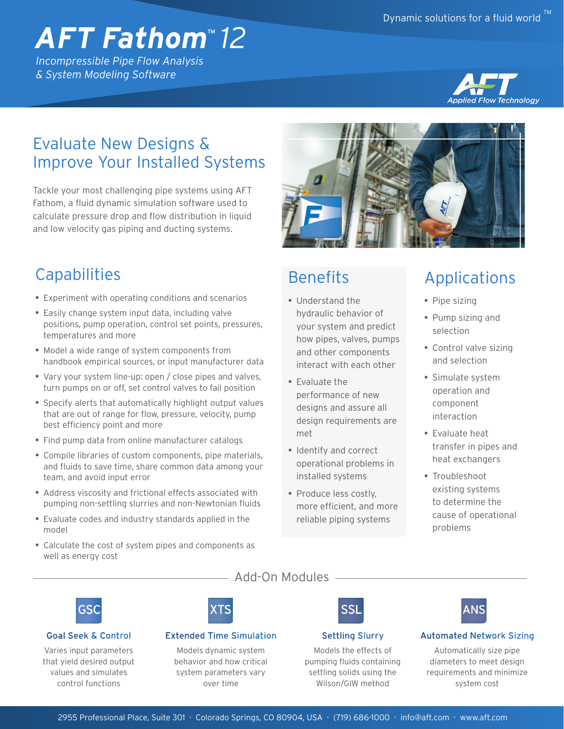# AFT Fathom™ 12

*Incompressible Pipe Flow Analysis & System Modeling Software*

Dynamic solutions for a fluid world™

## Evaluate New Designs & Improve Your Installed Systems

Tackle your most challenging pipe systems using AFT Fathom, a fluid dynamic simulation software used to calculate pressure drop and flow distribution in liquid and low velocity gas piping and ducting systems.

## Capabilities

- Experiment with operating conditions and scenarios
- Easily change system input data, including valve positions, pump operation, control set points, pressures, temperatures and more
- Model a wide range of system components from handbook empirical sources, or input manufacturer data
- Vary your system line-up: open / close pipes and valves, turn pumps on or off, set control valves to fail position
- Specify alerts that automatically highlight output values that are out of range for flow, pressure, velocity, pump best efficiency point and more
- Find pump data from online manufacturer catalogs
- Compile libraries of custom components, pipe materials, and fluids to save time, share common data among your team, and avoid input error
- Address viscosity and frictional effects associated with pumping non-settling slurries and non-Newtonian fluids
- Evaluate codes and industry standards applied in the model
- Calculate the cost of system pipes and components as well as energy cost

## Benefits

- Understand the hydraulic behavior of your system and predict how pipes, valves, pumps and other components interact with each other
- Evaluate the performance of new designs and assure all design requirements are met
- Identify and correct operational problems in installed systems
- Produce less costly, more efficient, and more reliable piping systems

## Applications

- Pipe sizing
- Pump sizing and selection
- Control valve sizing and selection
- Simulate system operation and component interaction
- Evaluate heat transfer in pipes and heat exchangers
- Troubleshoot existing systems to determine the cause of operational problems

## Add-On Modules

### GSC – Goal Seek & Control

Varies input parameters that yield desired output values and simulates control functions

### XTS – Extended Time Simulation

Models dynamic system behavior and how critical system parameters vary over time

### SSL – Settling Slurry

Models the effects of pumping fluids containing settling solids using the Wilson/GIW method

### ANS – Automated Network Sizing

Automatically size pipe diameters to meet design requirements and minimize system cost

2955 Professional Place, Suite 301 · Colorado Springs, CO 80904, USA · (719) 686-1000 · info@aft.com · www.aft.com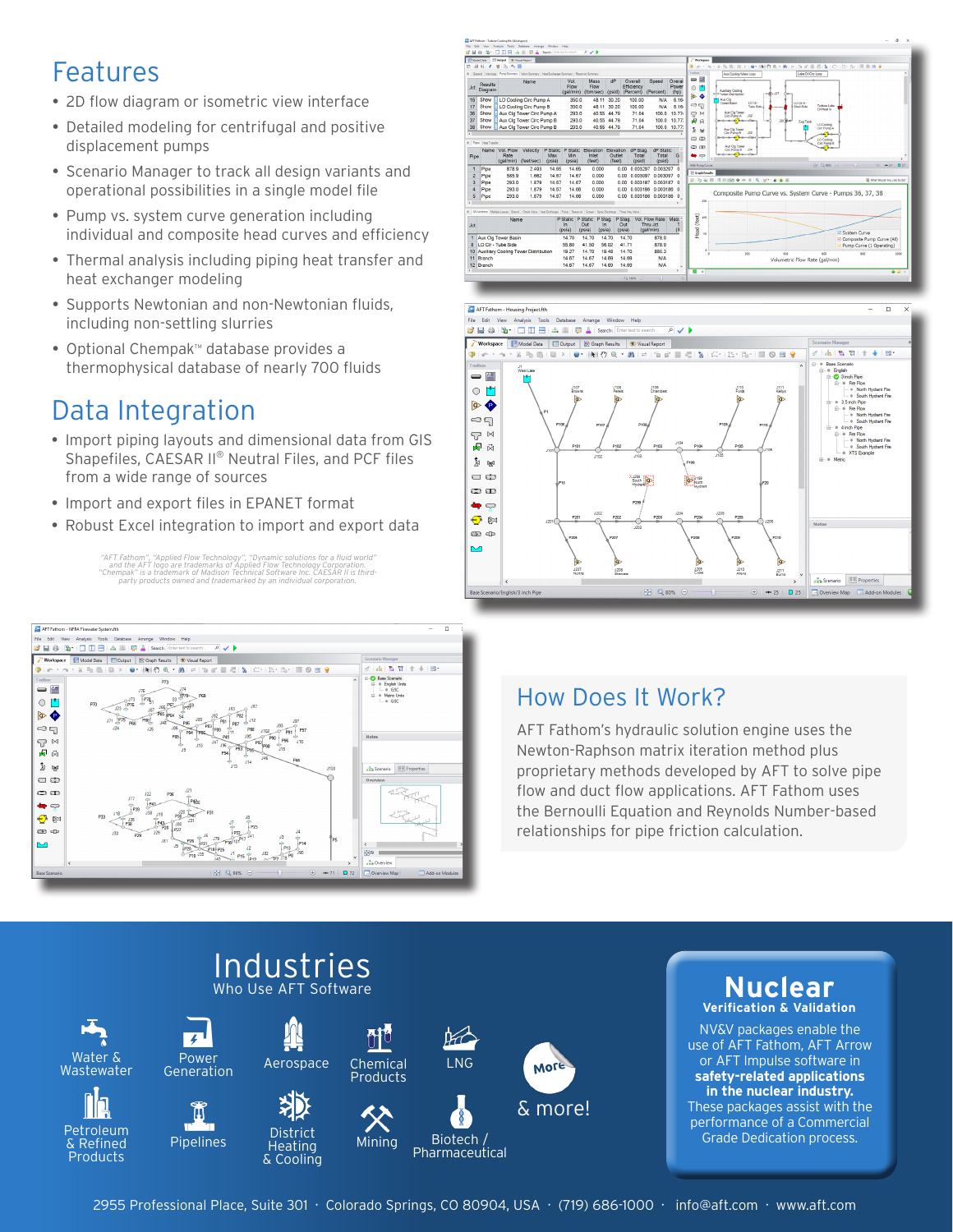# Features

- 2D flow diagram or isometric view interface
- Detailed modeling for centrifugal and positive displacement pumps
- Scenario Manager to track all design variants and operational possibilities in a single model file
- Pump vs. system curve generation including individual and composite head curves and efficiency
- Thermal analysis including piping heat transfer and heat exchanger modeling
- Supports Newtonian and non-Newtonian fluids, including non-settling slurries
- Optional Chempak™ database provides a thermophysical database of nearly 700 fluids

# Data Integration

- Import piping layouts and dimensional data from GIS Shapefiles, CAESAR II® Neutral Files, and PCF files from a wide range of sources
- Import and export files in EPANET format
- Robust Excel integration to import and export data

*"AFT Fathom", "Applied Flow Technology", "Dynamic solutions for a fluid world" and the AFT logo are trademarks of Applied Flow Technology Corporation. "Chempak" is a trademark of Madison Technical Software Inc. CAESAR II is third-party products owned and trademarked by an individual corporation.*

## How Does It Work?

AFT Fathom's hydraulic solution engine uses the Newton-Raphson matrix iteration method plus proprietary methods developed by AFT to solve pipe flow and duct flow applications. AFT Fathom uses the Bernoulli Equation and Reynolds Number-based relationships for pipe friction calculation.

# Industries

Who Use AFT Software

- Water & Wastewater
- Power Generation
- Aerospace
- Chemical Products
- LNG
- Petroleum & Refined Products
- Pipelines
- District Heating & Cooling
- Mining
- Biotech / Pharmaceutical

More & more!

## Nuclear

**Verification & Validation**

NV&V packages enable the use of AFT Fathom, AFT Arrow or AFT Impulse software in **safety-related applications in the nuclear industry.** These packages assist with the performance of a Commercial Grade Dedication process.

2955 Professional Place, Suite 301 · Colorado Springs, CO 80904, USA · (719) 686-1000 · info@aft.com · www.aft.com